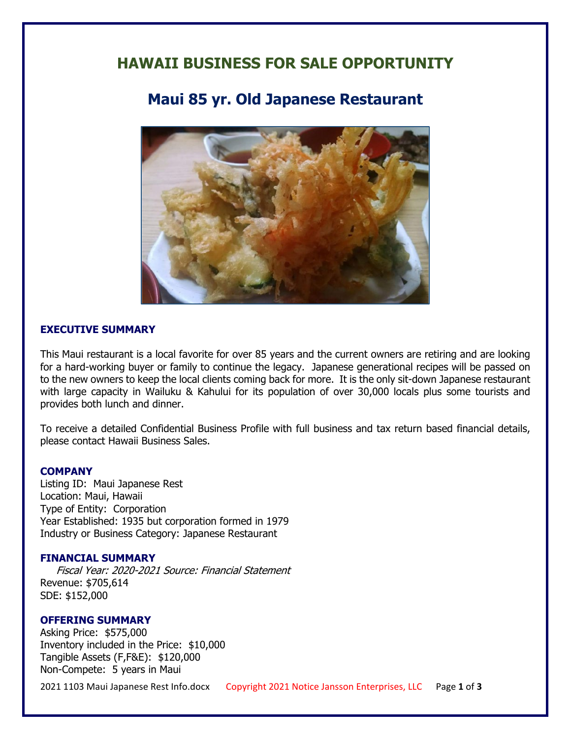# HAWAII BUSINESS FOR SALE OPPORTUNITY

## Maui 85 yr. Old Japanese Restaurant

### EXECUTIVE SUMMARY

This Maui restaurant is a local favorite for over 85 years and the current owners are retiring and are looking for a hard-working buyer or family to continue the legacy. Japanese generational recipes will be passed on to the new owners to keep the local clients coming back for more. It is the only sit-down Japanese restaurant with large capacity in Wailuku & Kahului for its population of over 30,000 locals plus some tourists and provides both lunch and dinner.

To receive a detailed Confidential Business Profile with full business and tax return based financial details, please contact Hawaii Business Sales.

### COMPANY

Listing ID: Maui Japanese Rest
Location: Maui, Hawaii
Type of Entity: Corporation
Year Established: 1935 but corporation formed in 1979
Industry or Business Category: Japanese Restaurant

### FINANCIAL SUMMARY

*Fiscal Year: 2020-2021 Source: Financial Statement*
Revenue: $705,614
SDE: $152,000

### OFFERING SUMMARY

Asking Price: $575,000
Inventory included in the Price: $10,000
Tangible Assets (F,F&E): $120,000
Non-Compete: 5 years in Maui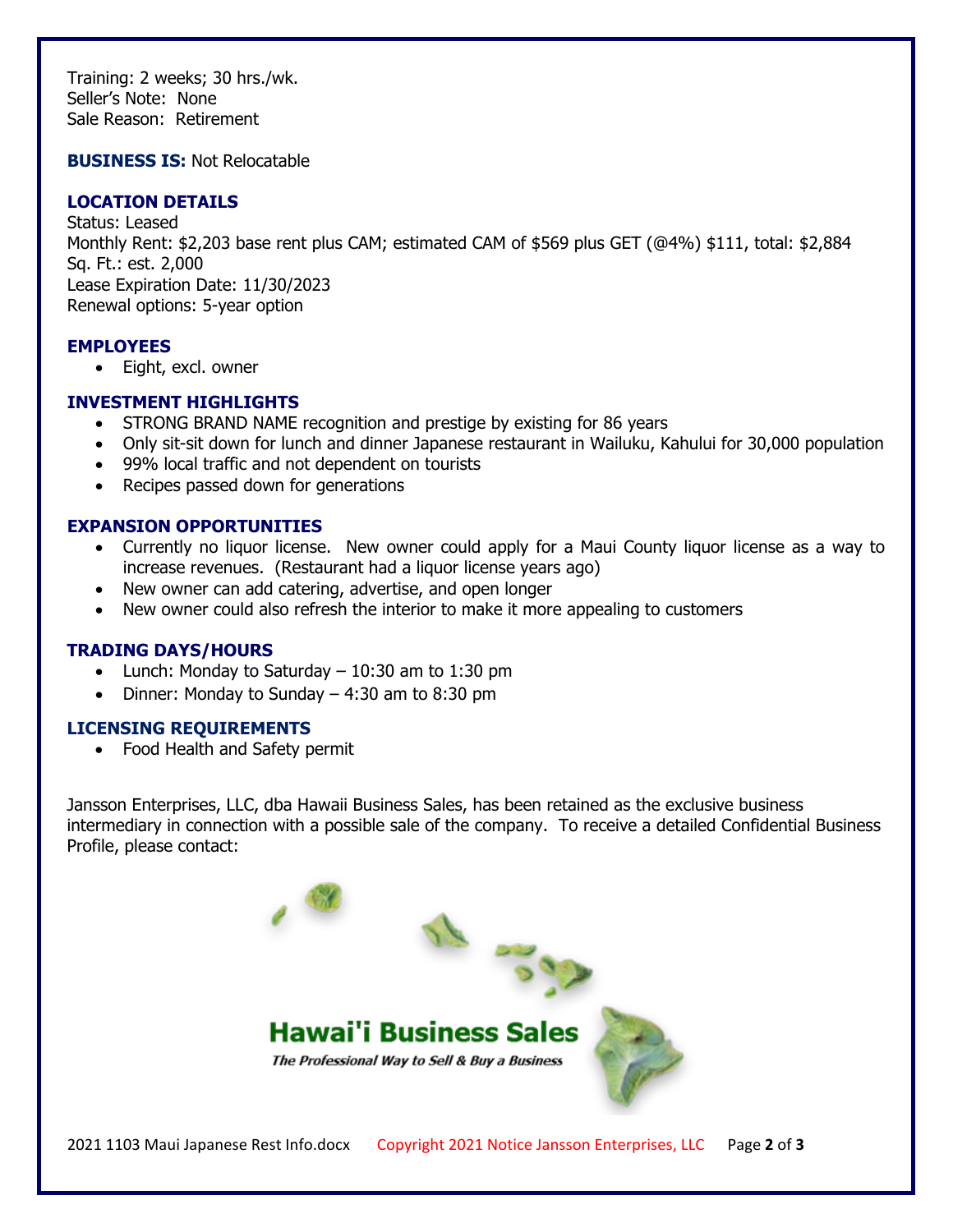Training: 2 weeks; 30 hrs./wk.
Seller's Note: None
Sale Reason: Retirement

**BUSINESS IS:** Not Relocatable

### LOCATION DETAILS

Status: Leased
Monthly Rent: $2,203 base rent plus CAM; estimated CAM of $569 plus GET (@4%) $111, total: $2,884
Sq. Ft.: est. 2,000
Lease Expiration Date: 11/30/2023
Renewal options: 5-year option

### EMPLOYEES

- Eight, excl. owner

### INVESTMENT HIGHLIGHTS

- STRONG BRAND NAME recognition and prestige by existing for 86 years
- Only sit-sit down for lunch and dinner Japanese restaurant in Wailuku, Kahului for 30,000 population
- 99% local traffic and not dependent on tourists
- Recipes passed down for generations

### EXPANSION OPPORTUNITIES

- Currently no liquor license. New owner could apply for a Maui County liquor license as a way to increase revenues. (Restaurant had a liquor license years ago)
- New owner can add catering, advertise, and open longer
- New owner could also refresh the interior to make it more appealing to customers

### TRADING DAYS/HOURS

- Lunch: Monday to Saturday – 10:30 am to 1:30 pm
- Dinner: Monday to Sunday – 4:30 am to 8:30 pm

### LICENSING REQUIREMENTS

- Food Health and Safety permit

Jansson Enterprises, LLC, dba Hawaii Business Sales, has been retained as the exclusive business intermediary in connection with a possible sale of the company. To receive a detailed Confidential Business Profile, please contact:

**Hawai'i Business Sales**

*The Professional Way to Sell & Buy a Business*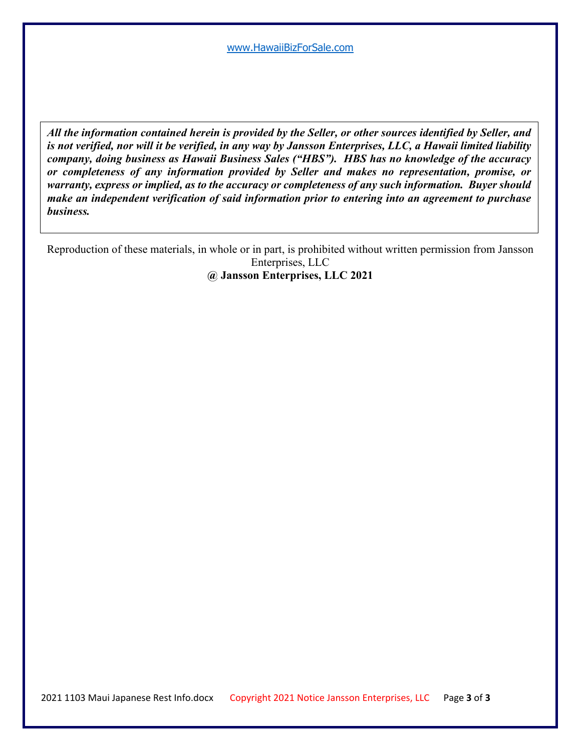www.HawaiiBizForSale.com

***All the information contained herein is provided by the Seller, or other sources identified by Seller, and is not verified, nor will it be verified, in any way by Jansson Enterprises, LLC, a Hawaii limited liability company, doing business as Hawaii Business Sales ("HBS"). HBS has no knowledge of the accuracy or completeness of any information provided by Seller and makes no representation, promise, or warranty, express or implied, as to the accuracy or completeness of any such information. Buyer should make an independent verification of said information prior to entering into an agreement to purchase business.***

Reproduction of these materials, in whole or in part, is prohibited without written permission from Jansson Enterprises, LLC

**@ Jansson Enterprises, LLC 2021**